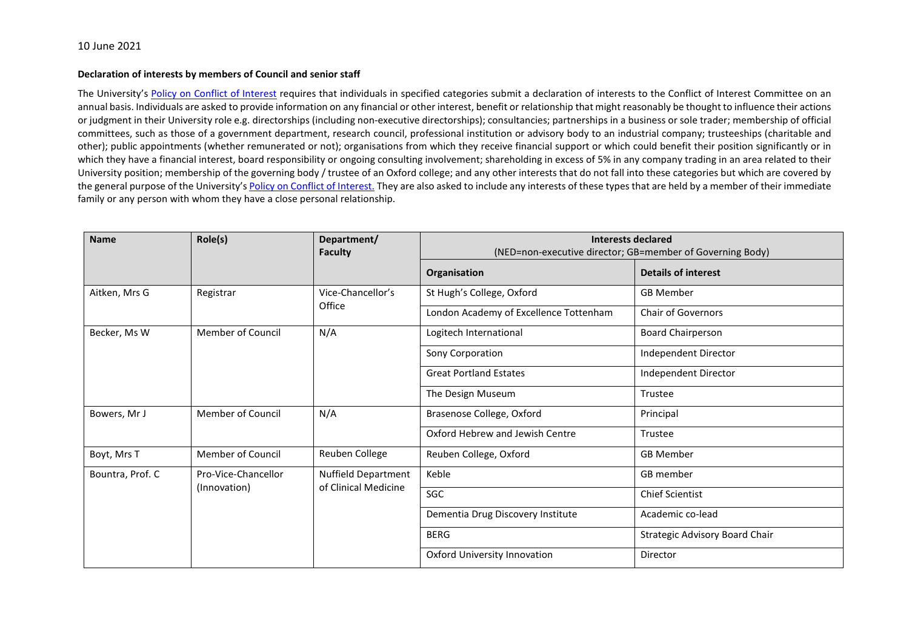10 June 2021

**Declaration of interests by members of Council and senior staff**

The University's Policy on Conflict of Interest requires that individuals in specified categories submit a declaration of interests to the Conflict of Interest Committee on an annual basis. Individuals are asked to provide information on any financial or other interest, benefit or relationship that might reasonably be thought to influence their actions or judgment in their University role e.g. directorships (including non-executive directorships); consultancies; partnerships in a business or sole trader; membership of official committees, such as those of a government department, research council, professional institution or advisory body to an industrial company; trusteeships (charitable and other); public appointments (whether remunerated or not); organisations from which they receive financial support or which could benefit their position significantly or in which they have a financial interest, board responsibility or ongoing consulting involvement; shareholding in excess of 5% in any company trading in an area related to their University position; membership of the governing body / trustee of an Oxford college; and any other interests that do not fall into these categories but which are covered by the general purpose of the University's Policy on Conflict of Interest. They are also asked to include any interests of these types that are held by a member of their immediate family or any person with whom they have a close personal relationship.

| Name | Role(s) | Department/ Faculty | Interests declared (NED=non-executive director; GB=member of Governing Body) | |
|---|---|---|---|---|
| | | | **Organisation** | **Details of interest** |
| Aitken, Mrs G | Registrar | Vice-Chancellor's Office | St Hugh's College, Oxford | GB Member |
| | | | London Academy of Excellence Tottenham | Chair of Governors |
| Becker, Ms W | Member of Council | N/A | Logitech International | Board Chairperson |
| | | | Sony Corporation | Independent Director |
| | | | Great Portland Estates | Independent Director |
| | | | The Design Museum | Trustee |
| Bowers, Mr J | Member of Council | N/A | Brasenose College, Oxford | Principal |
| | | | Oxford Hebrew and Jewish Centre | Trustee |
| Boyt, Mrs T | Member of Council | Reuben College | Reuben College, Oxford | GB Member |
| Bountra, Prof. C | Pro-Vice-Chancellor (Innovation) | Nuffield Department of Clinical Medicine | Keble | GB member |
| | | | SGC | Chief Scientist |
| | | | Dementia Drug Discovery Institute | Academic co-lead |
| | | | BERG | Strategic Advisory Board Chair |
| | | | Oxford University Innovation | Director |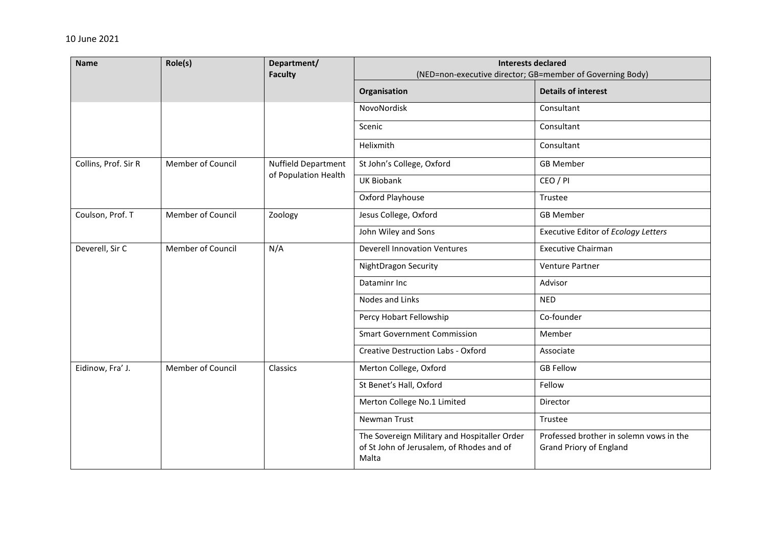10 June 2021

| Name | Role(s) | Department/ Faculty | Interests declared (NED=non-executive director; GB=member of Governing Body) | |
|---|---|---|---|---|
| | | | **Organisation** | **Details of interest** |
| | | | NovoNordisk | Consultant |
| | | | Scenic | Consultant |
| | | | Helixmith | Consultant |
| Collins, Prof. Sir R | Member of Council | Nuffield Department of Population Health | St John's College, Oxford | GB Member |
| | | | UK Biobank | CEO / PI |
| | | | Oxford Playhouse | Trustee |
| Coulson, Prof. T | Member of Council | Zoology | Jesus College, Oxford | GB Member |
| | | | John Wiley and Sons | Executive Editor of *Ecology Letters* |
| Deverell, Sir C | Member of Council | N/A | Deverell Innovation Ventures | Executive Chairman |
| | | | NightDragon Security | Venture Partner |
| | | | Dataminr Inc | Advisor |
| | | | Nodes and Links | NED |
| | | | Percy Hobart Fellowship | Co-founder |
| | | | Smart Government Commission | Member |
| | | | Creative Destruction Labs - Oxford | Associate |
| Eidinow, Fra' J. | Member of Council | Classics | Merton College, Oxford | GB Fellow |
| | | | St Benet's Hall, Oxford | Fellow |
| | | | Merton College No.1 Limited | Director |
| | | | Newman Trust | Trustee |
| | | | The Sovereign Military and Hospitaller Order of St John of Jerusalem, of Rhodes and of Malta | Professed brother in solemn vows in the Grand Priory of England |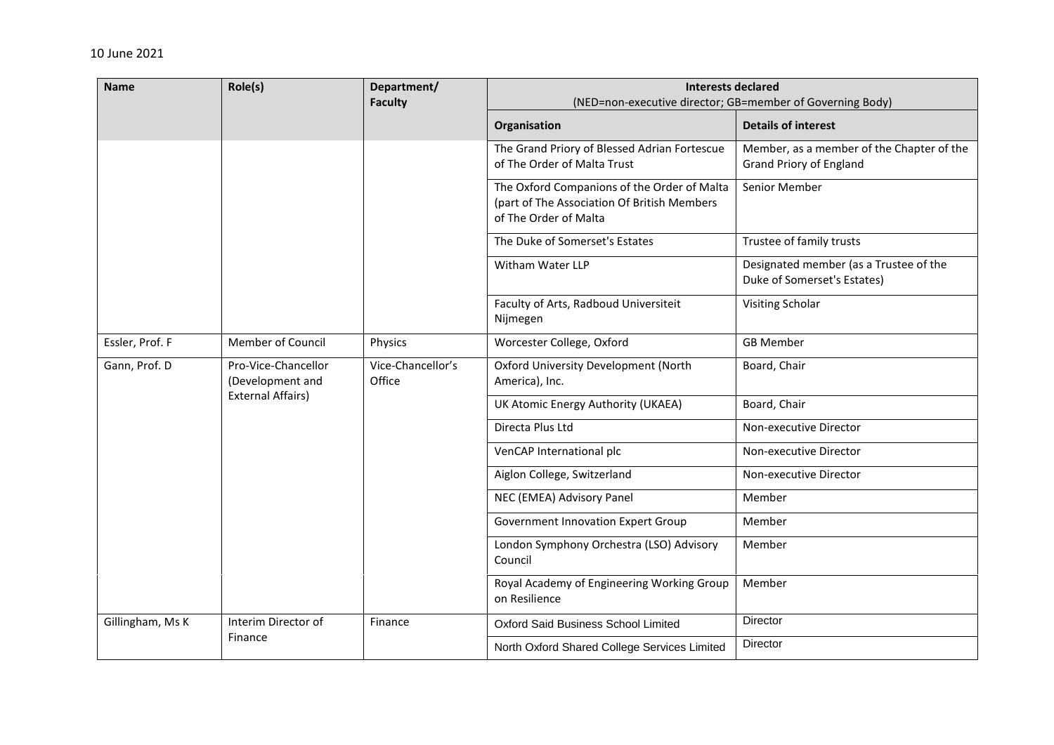10 June 2021

| Name | Role(s) | Department/ Faculty | Interests declared (NED=non-executive director; GB=member of Governing Body) | |
|---|---|---|---|---|
| | | | **Organisation** | **Details of interest** |
| | | | The Grand Priory of Blessed Adrian Fortescue of The Order of Malta Trust | Member, as a member of the Chapter of the Grand Priory of England |
| | | | The Oxford Companions of the Order of Malta (part of The Association Of British Members of The Order of Malta | Senior Member |
| | | | The Duke of Somerset's Estates | Trustee of family trusts |
| | | | Witham Water LLP | Designated member (as a Trustee of the Duke of Somerset's Estates) |
| | | | Faculty of Arts, Radboud Universiteit Nijmegen | Visiting Scholar |
| Essler, Prof. F | Member of Council | Physics | Worcester College, Oxford | GB Member |
| Gann, Prof. D | Pro-Vice-Chancellor (Development and External Affairs) | Vice-Chancellor's Office | Oxford University Development (North America), Inc. | Board, Chair |
| | | | UK Atomic Energy Authority (UKAEA) | Board, Chair |
| | | | Directa Plus Ltd | Non-executive Director |
| | | | VenCAP International plc | Non-executive Director |
| | | | Aiglon College, Switzerland | Non-executive Director |
| | | | NEC (EMEA) Advisory Panel | Member |
| | | | Government Innovation Expert Group | Member |
| | | | London Symphony Orchestra (LSO) Advisory Council | Member |
| | | | Royal Academy of Engineering Working Group on Resilience | Member |
| Gillingham, Ms K | Interim Director of Finance | Finance | Oxford Said Business School Limited | Director |
| | | | North Oxford Shared College Services Limited | Director |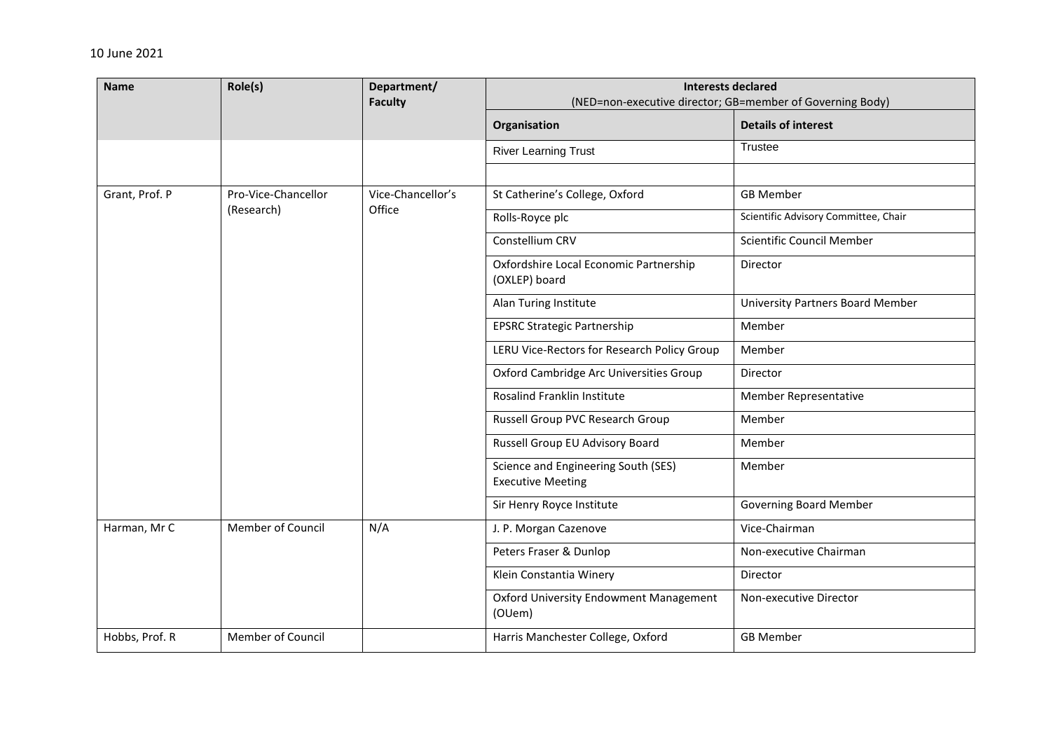10 June 2021

| Name | Role(s) | Department/ Faculty | Interests declared (NED=non-executive director; GB=member of Governing Body) | |
|---|---|---|---|---|
| | | | **Organisation** | **Details of interest** |
| | | | River Learning Trust | Trustee |
| | | | | |
| Grant, Prof. P | Pro-Vice-Chancellor (Research) | Vice-Chancellor's Office | St Catherine's College, Oxford | GB Member |
| | | | Rolls-Royce plc | Scientific Advisory Committee, Chair |
| | | | Constellium CRV | Scientific Council Member |
| | | | Oxfordshire Local Economic Partnership (OXLEP) board | Director |
| | | | Alan Turing Institute | University Partners Board Member |
| | | | EPSRC Strategic Partnership | Member |
| | | | LERU Vice-Rectors for Research Policy Group | Member |
| | | | Oxford Cambridge Arc Universities Group | Director |
| | | | Rosalind Franklin Institute | Member Representative |
| | | | Russell Group PVC Research Group | Member |
| | | | Russell Group EU Advisory Board | Member |
| | | | Science and Engineering South (SES) Executive Meeting | Member |
| | | | Sir Henry Royce Institute | Governing Board Member |
| Harman, Mr C | Member of Council | N/A | J. P. Morgan Cazenove | Vice-Chairman |
| | | | Peters Fraser & Dunlop | Non-executive Chairman |
| | | | Klein Constantia Winery | Director |
| | | | Oxford University Endowment Management (OUem) | Non-executive Director |
| Hobbs, Prof. R | Member of Council | | Harris Manchester College, Oxford | GB Member |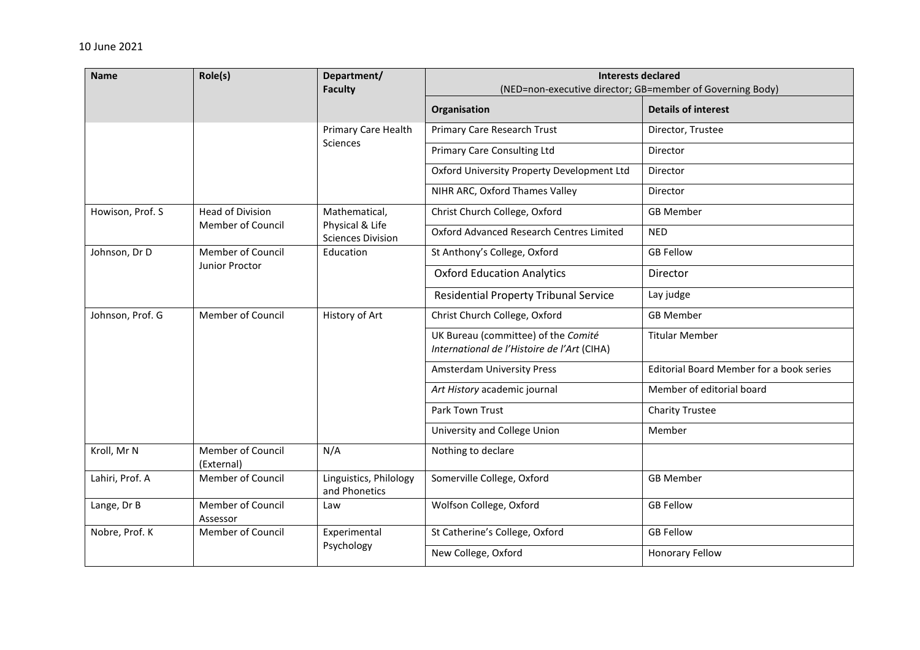10 June 2021

| Name | Role(s) | Department/ Faculty | Interests declared (NED=non-executive director; GB=member of Governing Body) | |
|---|---|---|---|---|
| | | | Organisation | Details of interest |
| | | Primary Care Health Sciences | Primary Care Research Trust | Director, Trustee |
| | | | Primary Care Consulting Ltd | Director |
| | | | Oxford University Property Development Ltd | Director |
| | | | NIHR ARC, Oxford Thames Valley | Director |
| Howison, Prof. S | Head of Division Member of Council | Mathematical, Physical & Life Sciences Division | Christ Church College, Oxford | GB Member |
| | | | Oxford Advanced Research Centres Limited | NED |
| Johnson, Dr D | Member of Council Junior Proctor | Education | St Anthony's College, Oxford | GB Fellow |
| | | | Oxford Education Analytics | Director |
| | | | Residential Property Tribunal Service | Lay judge |
| Johnson, Prof. G | Member of Council | History of Art | Christ Church College, Oxford | GB Member |
| | | | UK Bureau (committee) of the *Comité International de l'Histoire de l'Art* (CIHA) | Titular Member |
| | | | Amsterdam University Press | Editorial Board Member for a book series |
| | | | *Art History* academic journal | Member of editorial board |
| | | | Park Town Trust | Charity Trustee |
| | | | University and College Union | Member |
| Kroll, Mr N | Member of Council (External) | N/A | Nothing to declare | |
| Lahiri, Prof. A | Member of Council | Linguistics, Philology and Phonetics | Somerville College, Oxford | GB Member |
| Lange, Dr B | Member of Council Assessor | Law | Wolfson College, Oxford | GB Fellow |
| Nobre, Prof. K | Member of Council | Experimental Psychology | St Catherine's College, Oxford | GB Fellow |
| | | | New College, Oxford | Honorary Fellow |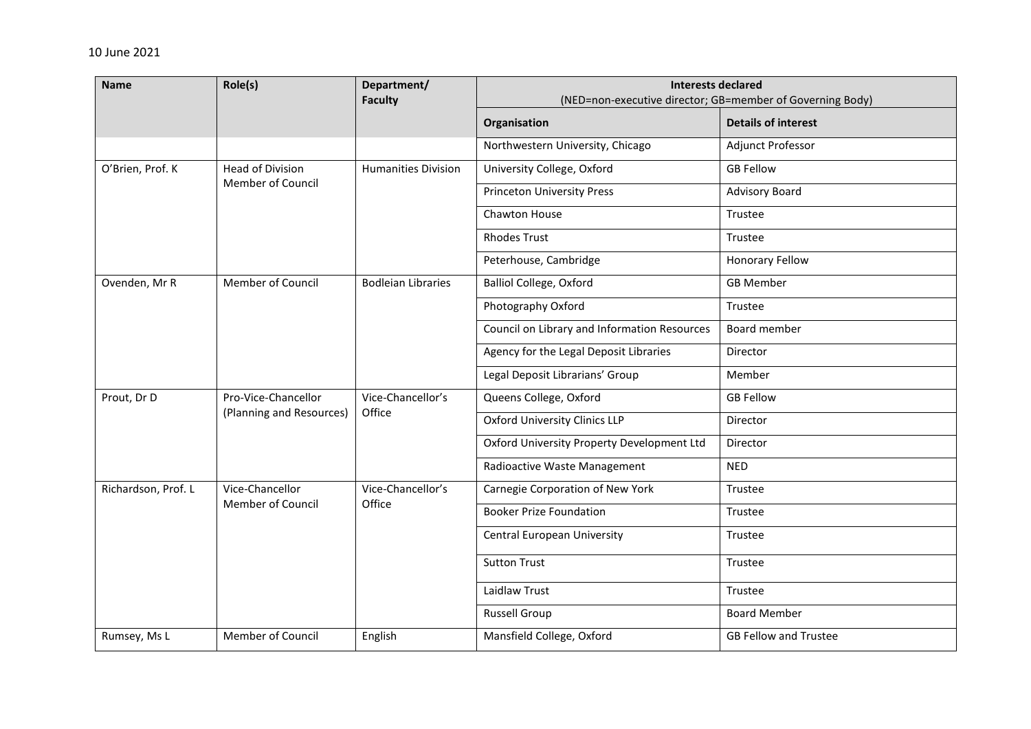10 June 2021

| Name | Role(s) | Department/ Faculty | Interests declared (NED=non-executive director; GB=member of Governing Body) | |
|---|---|---|---|---|
| | | | **Organisation** | **Details of interest** |
| | | | Northwestern University, Chicago | Adjunct Professor |
| O'Brien, Prof. K | Head of Division Member of Council | Humanities Division | University College, Oxford | GB Fellow |
| | | | Princeton University Press | Advisory Board |
| | | | Chawton House | Trustee |
| | | | Rhodes Trust | Trustee |
| | | | Peterhouse, Cambridge | Honorary Fellow |
| Ovenden, Mr R | Member of Council | Bodleian Libraries | Balliol College, Oxford | GB Member |
| | | | Photography Oxford | Trustee |
| | | | Council on Library and Information Resources | Board member |
| | | | Agency for the Legal Deposit Libraries | Director |
| | | | Legal Deposit Librarians' Group | Member |
| Prout, Dr D | Pro-Vice-Chancellor (Planning and Resources) | Vice-Chancellor's Office | Queens College, Oxford | GB Fellow |
| | | | Oxford University Clinics LLP | Director |
| | | | Oxford University Property Development Ltd | Director |
| | | | Radioactive Waste Management | NED |
| Richardson, Prof. L | Vice-Chancellor Member of Council | Vice-Chancellor's Office | Carnegie Corporation of New York | Trustee |
| | | | Booker Prize Foundation | Trustee |
| | | | Central European University | Trustee |
| | | | Sutton Trust | Trustee |
| | | | Laidlaw Trust | Trustee |
| | | | Russell Group | Board Member |
| Rumsey, Ms L | Member of Council | English | Mansfield College, Oxford | GB Fellow and Trustee |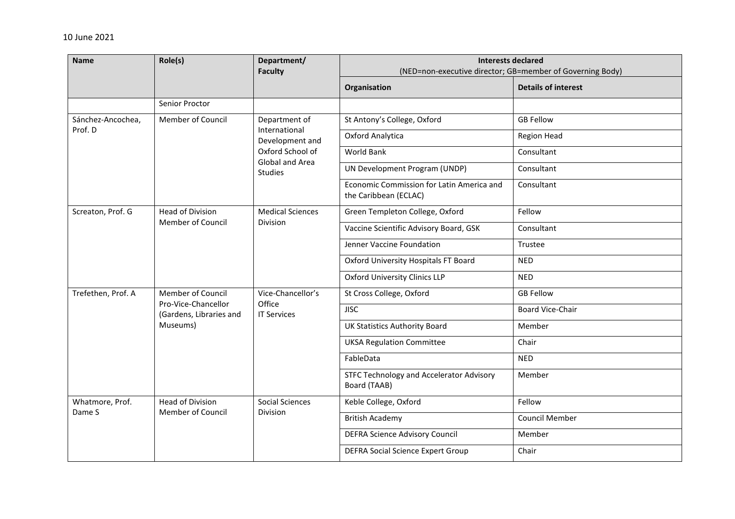10 June 2021

| Name | Role(s) | Department/ Faculty | Interests declared (NED=non-executive director; GB=member of Governing Body) | |
|---|---|---|---|---|
| | | | Organisation | Details of interest |
| | Senior Proctor | | | |
| Sánchez-Ancochea, Prof. D | Member of Council | Department of International Development and Oxford School of Global and Area Studies | St Antony's College, Oxford | GB Fellow |
| | | | Oxford Analytica | Region Head |
| | | | World Bank | Consultant |
| | | | UN Development Program (UNDP) | Consultant |
| | | | Economic Commission for Latin America and the Caribbean (ECLAC) | Consultant |
| Screaton, Prof. G | Head of Division Member of Council | Medical Sciences Division | Green Templeton College, Oxford | Fellow |
| | | | Vaccine Scientific Advisory Board, GSK | Consultant |
| | | | Jenner Vaccine Foundation | Trustee |
| | | | Oxford University Hospitals FT Board | NED |
| | | | Oxford University Clinics LLP | NED |
| Trefethen, Prof. A | Member of Council Pro-Vice-Chancellor (Gardens, Libraries and Museums) | Vice-Chancellor's Office IT Services | St Cross College, Oxford | GB Fellow |
| | | | JISC | Board Vice-Chair |
| | | | UK Statistics Authority Board | Member |
| | | | UKSA Regulation Committee | Chair |
| | | | FableData | NED |
| | | | STFC Technology and Accelerator Advisory Board (TAAB) | Member |
| Whatmore, Prof. Dame S | Head of Division Member of Council | Social Sciences Division | Keble College, Oxford | Fellow |
| | | | British Academy | Council Member |
| | | | DEFRA Science Advisory Council | Member |
| | | | DEFRA Social Science Expert Group | Chair |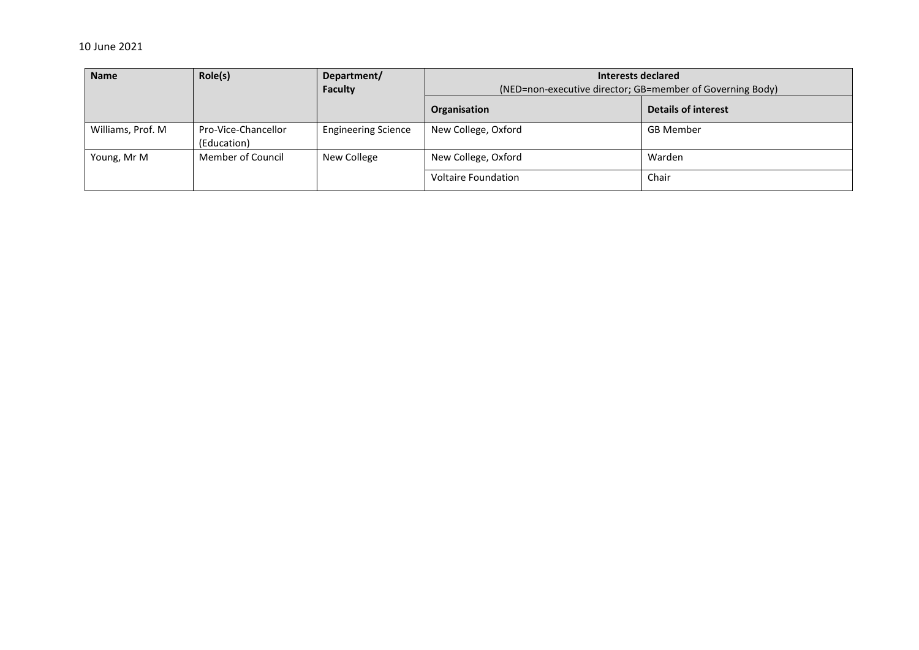10 June 2021

| Name | Role(s) | Department/ Faculty | Interests declared (NED=non-executive director; GB=member of Governing Body) | |
|---|---|---|---|---|
| | | | **Organisation** | **Details of interest** |
| Williams, Prof. M | Pro-Vice-Chancellor (Education) | Engineering Science | New College, Oxford | GB Member |
| Young, Mr M | Member of Council | New College | New College, Oxford | Warden |
| | | | Voltaire Foundation | Chair |